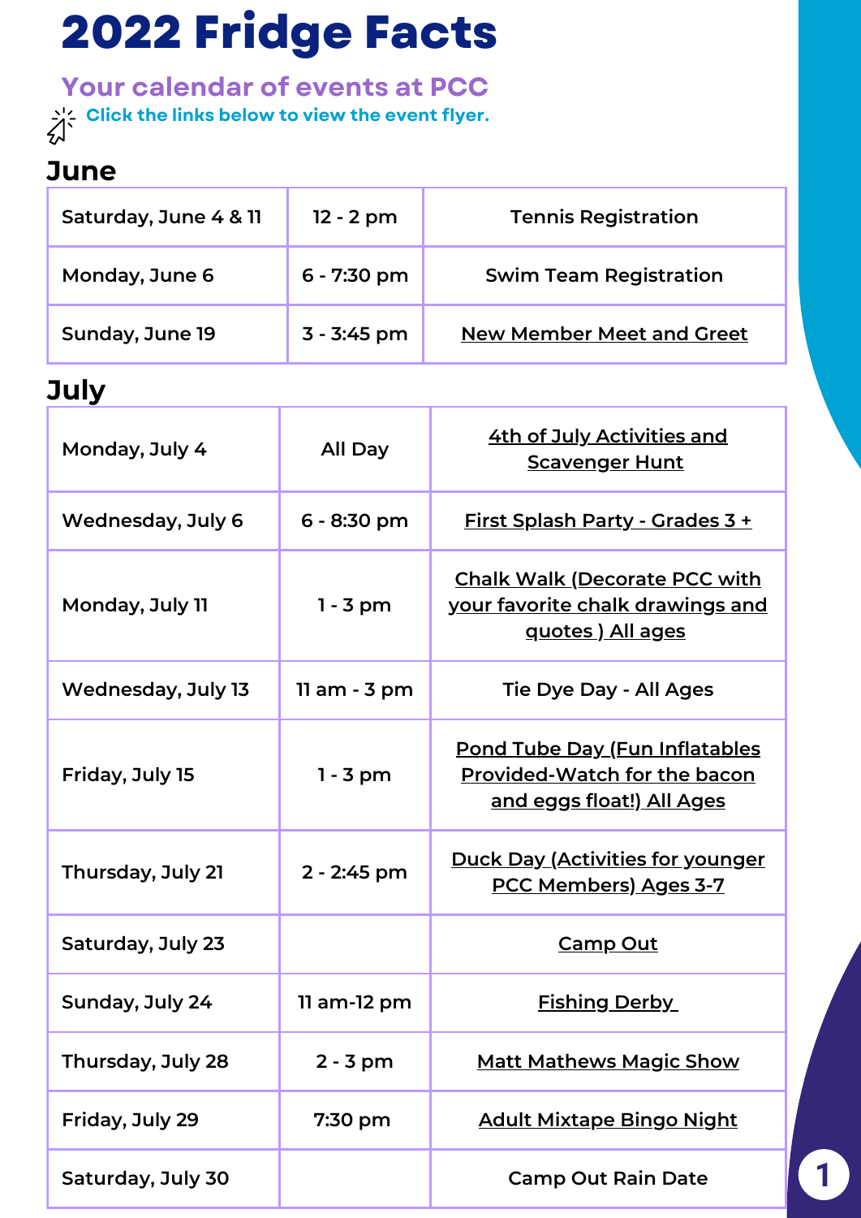# 2022 Fridge Facts

## Your calendar of events at PCC

Click the links below to view the event flyer.

### June

| | | |
|---|---|---|
| Saturday, June 4 & 11 | 12 - 2 pm | Tennis Registration |
| Monday, June 6 | 6 - 7:30 pm | Swim Team Registration |
| Sunday, June 19 | 3 - 3:45 pm | New Member Meet and Greet |

### July

| | | |
|---|---|---|
| Monday, July 4 | All Day | 4th of July Activities and Scavenger Hunt |
| Wednesday, July 6 | 6 - 8:30 pm | First Splash Party - Grades 3 + |
| Monday, July 11 | 1 - 3 pm | Chalk Walk (Decorate PCC with your favorite chalk drawings and quotes ) All ages |
| Wednesday, July 13 | 11 am - 3 pm | Tie Dye Day - All Ages |
| Friday, July 15 | 1 - 3 pm | Pond Tube Day (Fun Inflatables Provided-Watch for the bacon and eggs float!) All Ages |
| Thursday, July 21 | 2 - 2:45 pm | Duck Day (Activities for younger PCC Members) Ages 3-7 |
| Saturday, July 23 | | Camp Out |
| Sunday, July 24 | 11 am-12 pm | Fishing Derby |
| Thursday, July 28 | 2 - 3 pm | Matt Mathews Magic Show |
| Friday, July 29 | 7:30 pm | Adult Mixtape Bingo Night |
| Saturday, July 30 | | Camp Out Rain Date |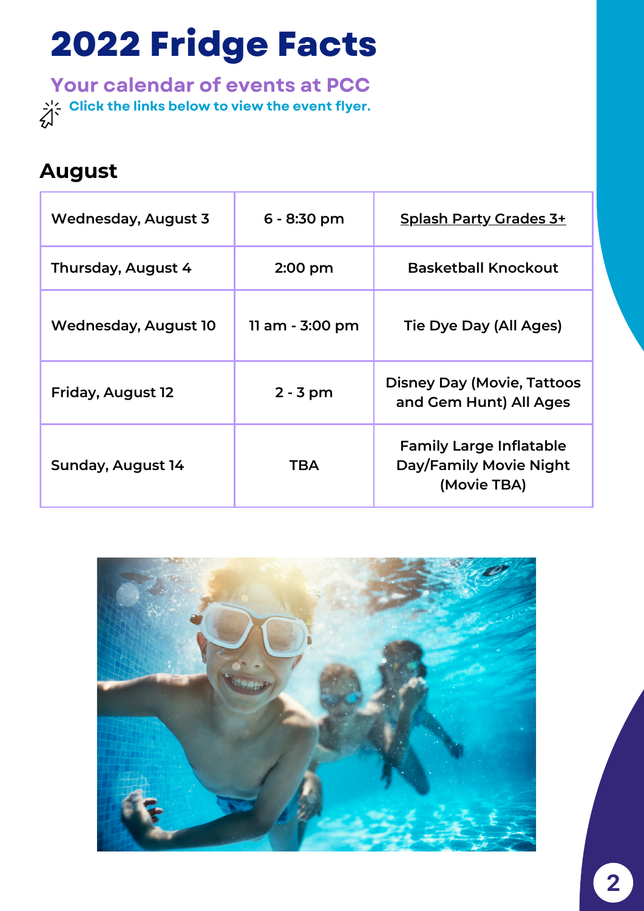# 2022 Fridge Facts

## Your calendar of events at PCC

**Click the links below to view the event flyer.**

### August

| | | |
|---|---|---|
| Wednesday, August 3 | 6 - 8:30 pm | Splash Party Grades 3+ |
| Thursday, August 4 | 2:00 pm | Basketball Knockout |
| Wednesday, August 10 | 11 am - 3:00 pm | Tie Dye Day (All Ages) |
| Friday, August 12 | 2 - 3 pm | Disney Day (Movie, Tattoos and Gem Hunt) All Ages |
| Sunday, August 14 | TBA | Family Large Inflatable Day/Family Movie Night (Movie TBA) |